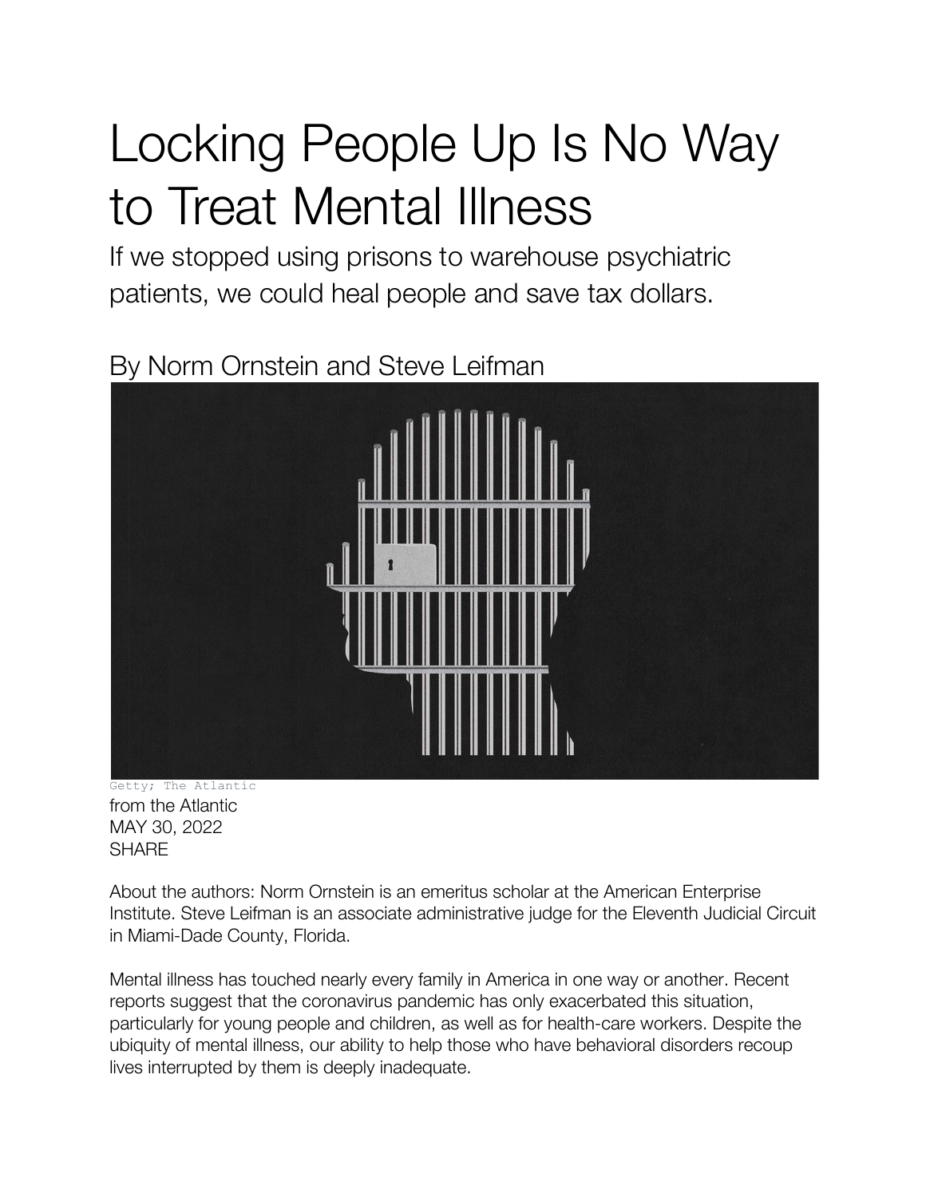# Locking People Up Is No Way to Treat Mental Illness

If we stopped using prisons to warehouse psychiatric patients, we could heal people and save tax dollars.

By Norm Ornstein and Steve Leifman

Getty; The Atlantic

from the Atlantic
MAY 30, 2022
SHARE

About the authors: Norm Ornstein is an emeritus scholar at the American Enterprise Institute. Steve Leifman is an associate administrative judge for the Eleventh Judicial Circuit in Miami-Dade County, Florida.

Mental illness has touched nearly every family in America in one way or another. Recent reports suggest that the coronavirus pandemic has only exacerbated this situation, particularly for young people and children, as well as for health-care workers. Despite the ubiquity of mental illness, our ability to help those who have behavioral disorders recoup lives interrupted by them is deeply inadequate.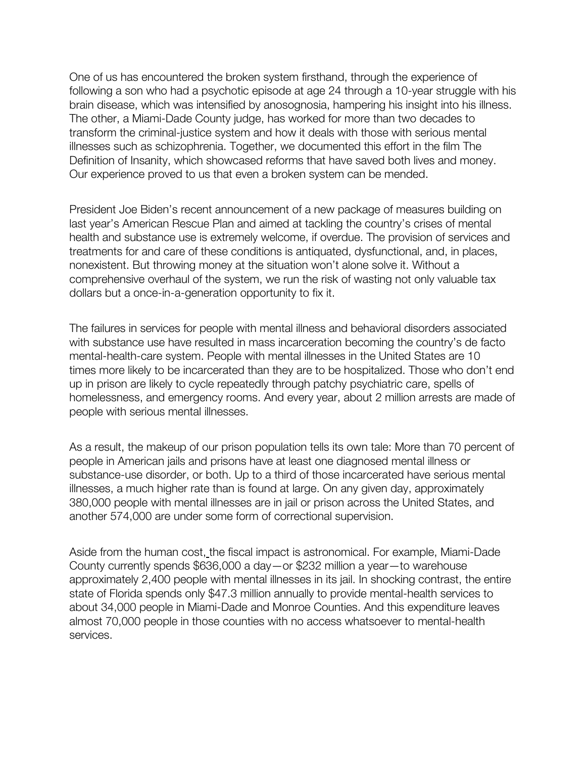One of us has encountered the broken system firsthand, through the experience of following a son who had a psychotic episode at age 24 through a 10-year struggle with his brain disease, which was intensified by anosognosia, hampering his insight into his illness. The other, a Miami-Dade County judge, has worked for more than two decades to transform the criminal-justice system and how it deals with those with serious mental illnesses such as schizophrenia. Together, we documented this effort in the film The Definition of Insanity, which showcased reforms that have saved both lives and money. Our experience proved to us that even a broken system can be mended.

President Joe Biden's recent announcement of a new package of measures building on last year's American Rescue Plan and aimed at tackling the country's crises of mental health and substance use is extremely welcome, if overdue. The provision of services and treatments for and care of these conditions is antiquated, dysfunctional, and, in places, nonexistent. But throwing money at the situation won't alone solve it. Without a comprehensive overhaul of the system, we run the risk of wasting not only valuable tax dollars but a once-in-a-generation opportunity to fix it.

The failures in services for people with mental illness and behavioral disorders associated with substance use have resulted in mass incarceration becoming the country's de facto mental-health-care system. People with mental illnesses in the United States are 10 times more likely to be incarcerated than they are to be hospitalized. Those who don't end up in prison are likely to cycle repeatedly through patchy psychiatric care, spells of homelessness, and emergency rooms. And every year, about 2 million arrests are made of people with serious mental illnesses.

As a result, the makeup of our prison population tells its own tale: More than 70 percent of people in American jails and prisons have at least one diagnosed mental illness or substance-use disorder, or both. Up to a third of those incarcerated have serious mental illnesses, a much higher rate than is found at large. On any given day, approximately 380,000 people with mental illnesses are in jail or prison across the United States, and another 574,000 are under some form of correctional supervision.

Aside from the human cost, the fiscal impact is astronomical. For example, Miami-Dade County currently spends $636,000 a day—or $232 million a year—to warehouse approximately 2,400 people with mental illnesses in its jail. In shocking contrast, the entire state of Florida spends only $47.3 million annually to provide mental-health services to about 34,000 people in Miami-Dade and Monroe Counties. And this expenditure leaves almost 70,000 people in those counties with no access whatsoever to mental-health services.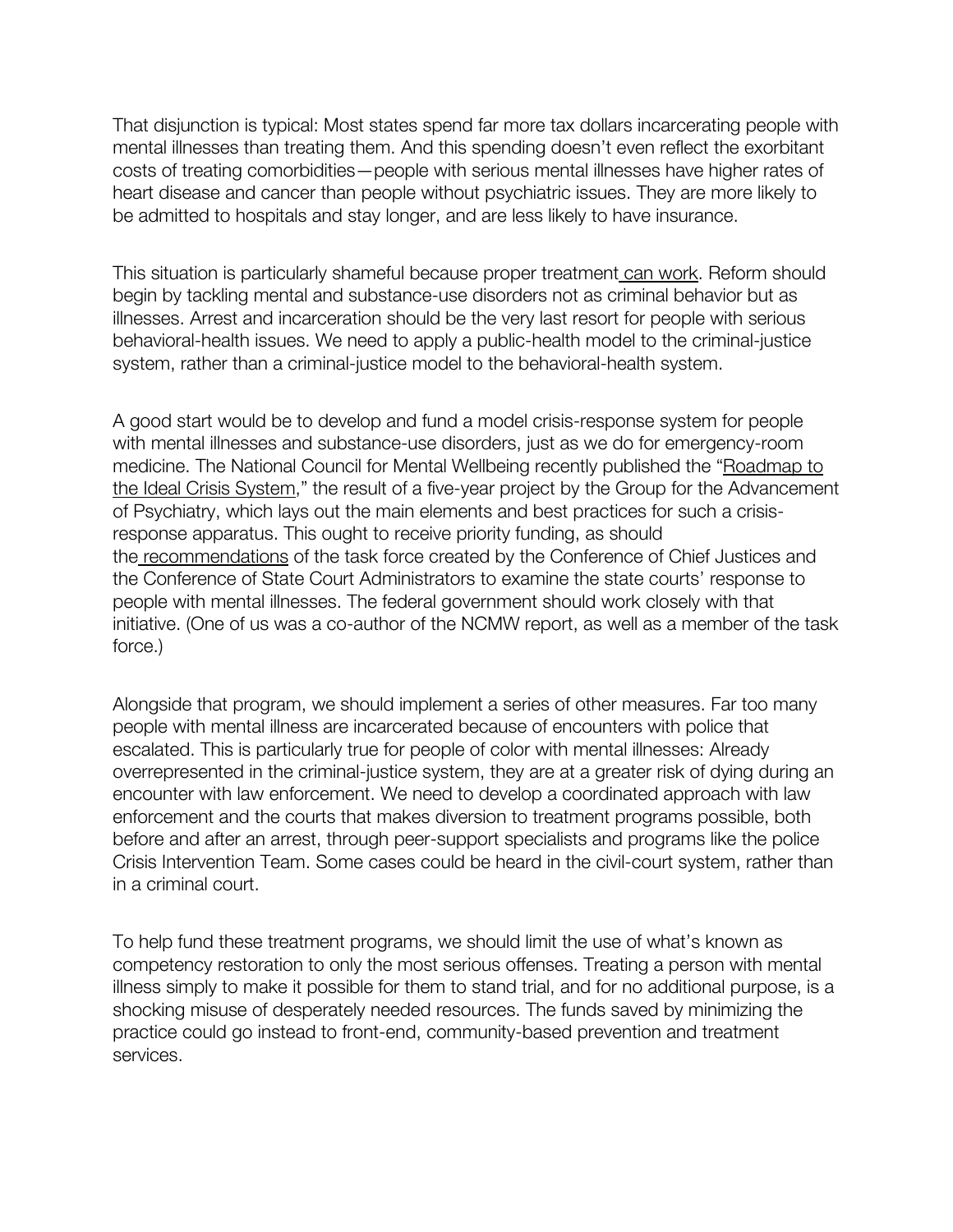That disjunction is typical: Most states spend far more tax dollars incarcerating people with mental illnesses than treating them. And this spending doesn't even reflect the exorbitant costs of treating comorbidities—people with serious mental illnesses have higher rates of heart disease and cancer than people without psychiatric issues. They are more likely to be admitted to hospitals and stay longer, and are less likely to have insurance.

This situation is particularly shameful because proper treatment can work. Reform should begin by tackling mental and substance-use disorders not as criminal behavior but as illnesses. Arrest and incarceration should be the very last resort for people with serious behavioral-health issues. We need to apply a public-health model to the criminal-justice system, rather than a criminal-justice model to the behavioral-health system.

A good start would be to develop and fund a model crisis-response system for people with mental illnesses and substance-use disorders, just as we do for emergency-room medicine. The National Council for Mental Wellbeing recently published the "Roadmap to the Ideal Crisis System," the result of a five-year project by the Group for the Advancement of Psychiatry, which lays out the main elements and best practices for such a crisis-response apparatus. This ought to receive priority funding, as should the recommendations of the task force created by the Conference of Chief Justices and the Conference of State Court Administrators to examine the state courts' response to people with mental illnesses. The federal government should work closely with that initiative. (One of us was a co-author of the NCMW report, as well as a member of the task force.)

Alongside that program, we should implement a series of other measures. Far too many people with mental illness are incarcerated because of encounters with police that escalated. This is particularly true for people of color with mental illnesses: Already overrepresented in the criminal-justice system, they are at a greater risk of dying during an encounter with law enforcement. We need to develop a coordinated approach with law enforcement and the courts that makes diversion to treatment programs possible, both before and after an arrest, through peer-support specialists and programs like the police Crisis Intervention Team. Some cases could be heard in the civil-court system, rather than in a criminal court.

To help fund these treatment programs, we should limit the use of what's known as competency restoration to only the most serious offenses. Treating a person with mental illness simply to make it possible for them to stand trial, and for no additional purpose, is a shocking misuse of desperately needed resources. The funds saved by minimizing the practice could go instead to front-end, community-based prevention and treatment services.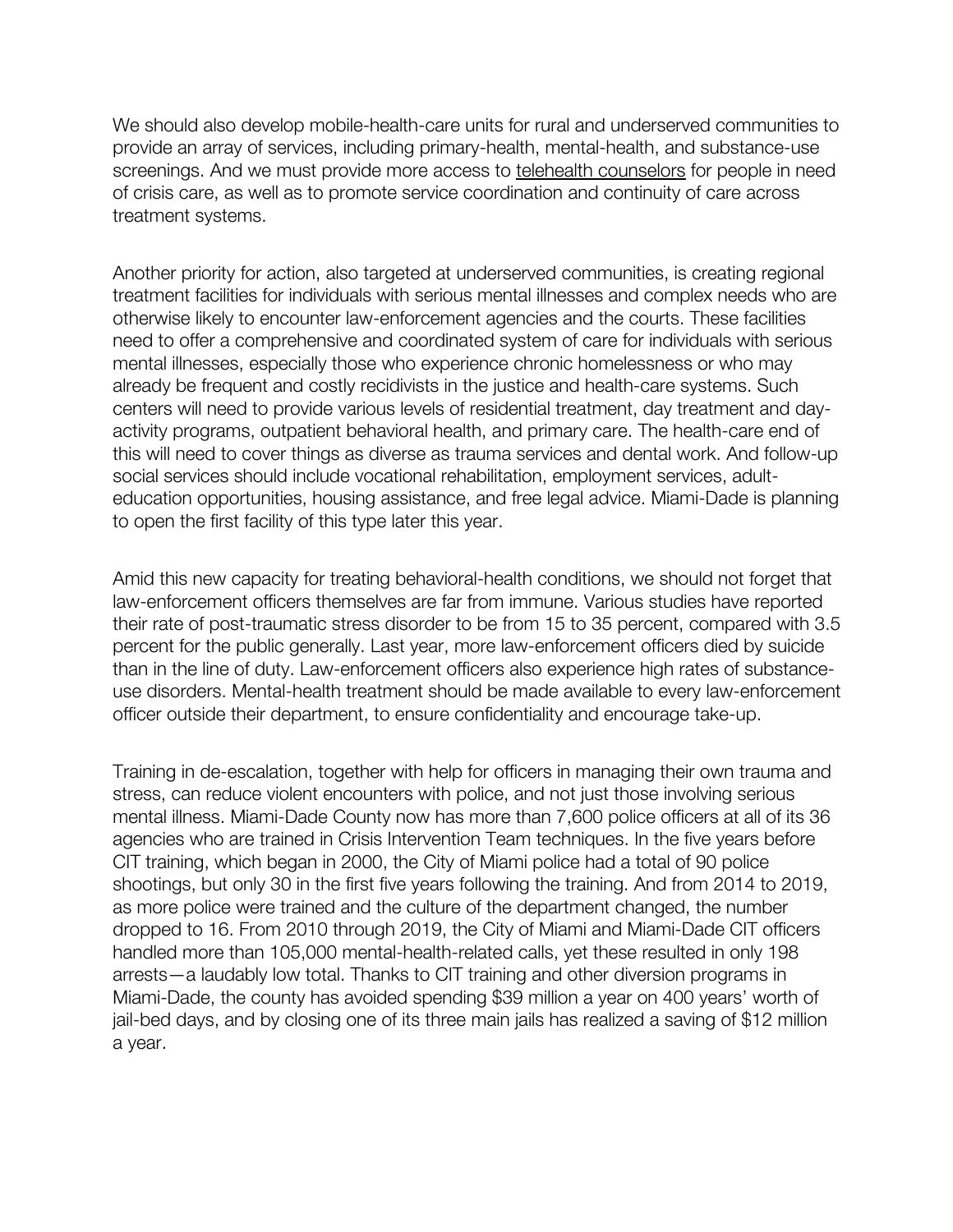We should also develop mobile-health-care units for rural and underserved communities to provide an array of services, including primary-health, mental-health, and substance-use screenings. And we must provide more access to telehealth counselors for people in need of crisis care, as well as to promote service coordination and continuity of care across treatment systems.

Another priority for action, also targeted at underserved communities, is creating regional treatment facilities for individuals with serious mental illnesses and complex needs who are otherwise likely to encounter law-enforcement agencies and the courts. These facilities need to offer a comprehensive and coordinated system of care for individuals with serious mental illnesses, especially those who experience chronic homelessness or who may already be frequent and costly recidivists in the justice and health-care systems. Such centers will need to provide various levels of residential treatment, day treatment and day-activity programs, outpatient behavioral health, and primary care. The health-care end of this will need to cover things as diverse as trauma services and dental work. And follow-up social services should include vocational rehabilitation, employment services, adult-education opportunities, housing assistance, and free legal advice. Miami-Dade is planning to open the first facility of this type later this year.

Amid this new capacity for treating behavioral-health conditions, we should not forget that law-enforcement officers themselves are far from immune. Various studies have reported their rate of post-traumatic stress disorder to be from 15 to 35 percent, compared with 3.5 percent for the public generally. Last year, more law-enforcement officers died by suicide than in the line of duty. Law-enforcement officers also experience high rates of substance-use disorders. Mental-health treatment should be made available to every law-enforcement officer outside their department, to ensure confidentiality and encourage take-up.

Training in de-escalation, together with help for officers in managing their own trauma and stress, can reduce violent encounters with police, and not just those involving serious mental illness. Miami-Dade County now has more than 7,600 police officers at all of its 36 agencies who are trained in Crisis Intervention Team techniques. In the five years before CIT training, which began in 2000, the City of Miami police had a total of 90 police shootings, but only 30 in the first five years following the training. And from 2014 to 2019, as more police were trained and the culture of the department changed, the number dropped to 16. From 2010 through 2019, the City of Miami and Miami-Dade CIT officers handled more than 105,000 mental-health-related calls, yet these resulted in only 198 arrests—a laudably low total. Thanks to CIT training and other diversion programs in Miami-Dade, the county has avoided spending $39 million a year on 400 years' worth of jail-bed days, and by closing one of its three main jails has realized a saving of $12 million a year.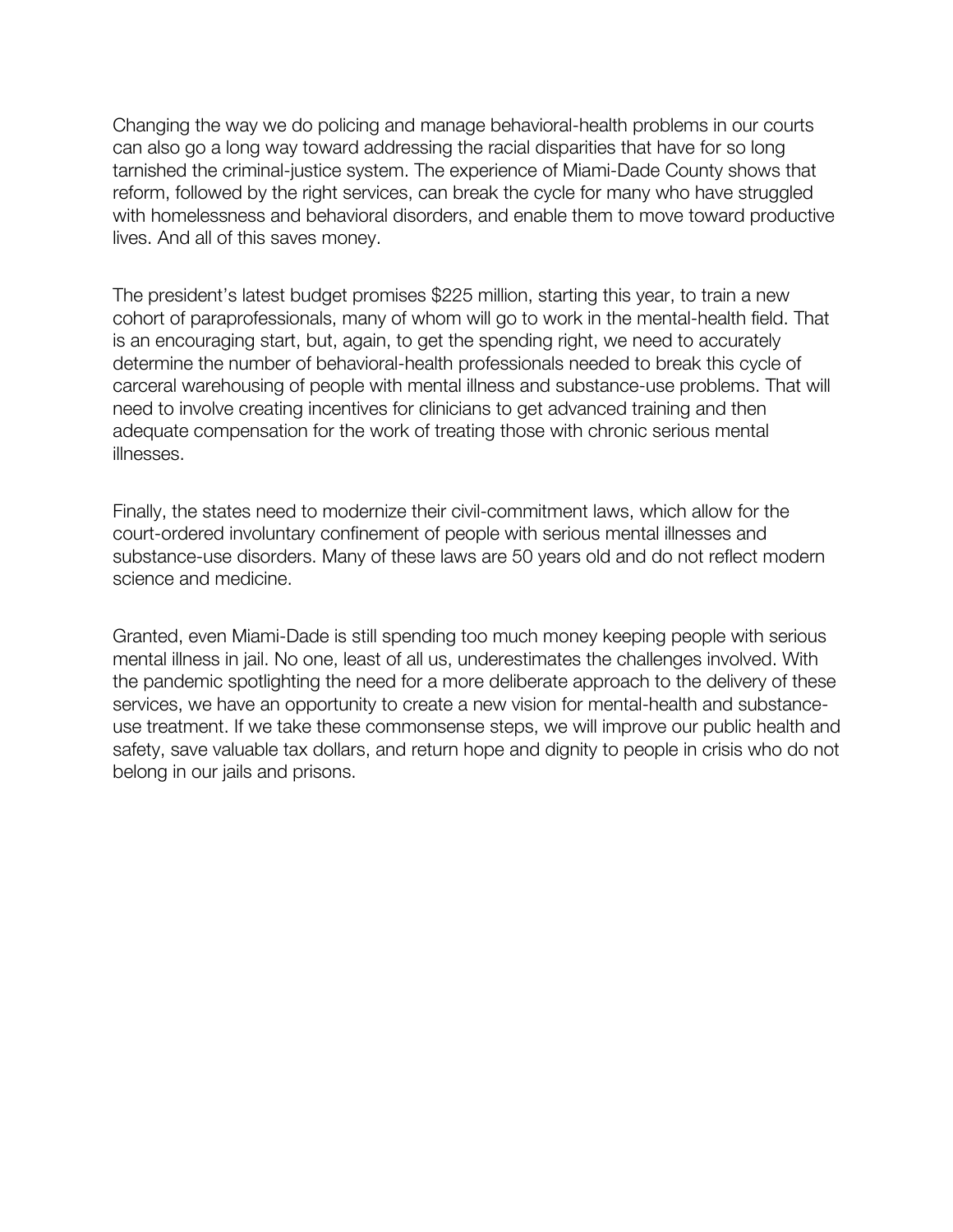Changing the way we do policing and manage behavioral-health problems in our courts can also go a long way toward addressing the racial disparities that have for so long tarnished the criminal-justice system. The experience of Miami-Dade County shows that reform, followed by the right services, can break the cycle for many who have struggled with homelessness and behavioral disorders, and enable them to move toward productive lives. And all of this saves money.

The president's latest budget promises $225 million, starting this year, to train a new cohort of paraprofessionals, many of whom will go to work in the mental-health field. That is an encouraging start, but, again, to get the spending right, we need to accurately determine the number of behavioral-health professionals needed to break this cycle of carceral warehousing of people with mental illness and substance-use problems. That will need to involve creating incentives for clinicians to get advanced training and then adequate compensation for the work of treating those with chronic serious mental illnesses.

Finally, the states need to modernize their civil-commitment laws, which allow for the court-ordered involuntary confinement of people with serious mental illnesses and substance-use disorders. Many of these laws are 50 years old and do not reflect modern science and medicine.

Granted, even Miami-Dade is still spending too much money keeping people with serious mental illness in jail. No one, least of all us, underestimates the challenges involved. With the pandemic spotlighting the need for a more deliberate approach to the delivery of these services, we have an opportunity to create a new vision for mental-health and substance-use treatment. If we take these commonsense steps, we will improve our public health and safety, save valuable tax dollars, and return hope and dignity to people in crisis who do not belong in our jails and prisons.